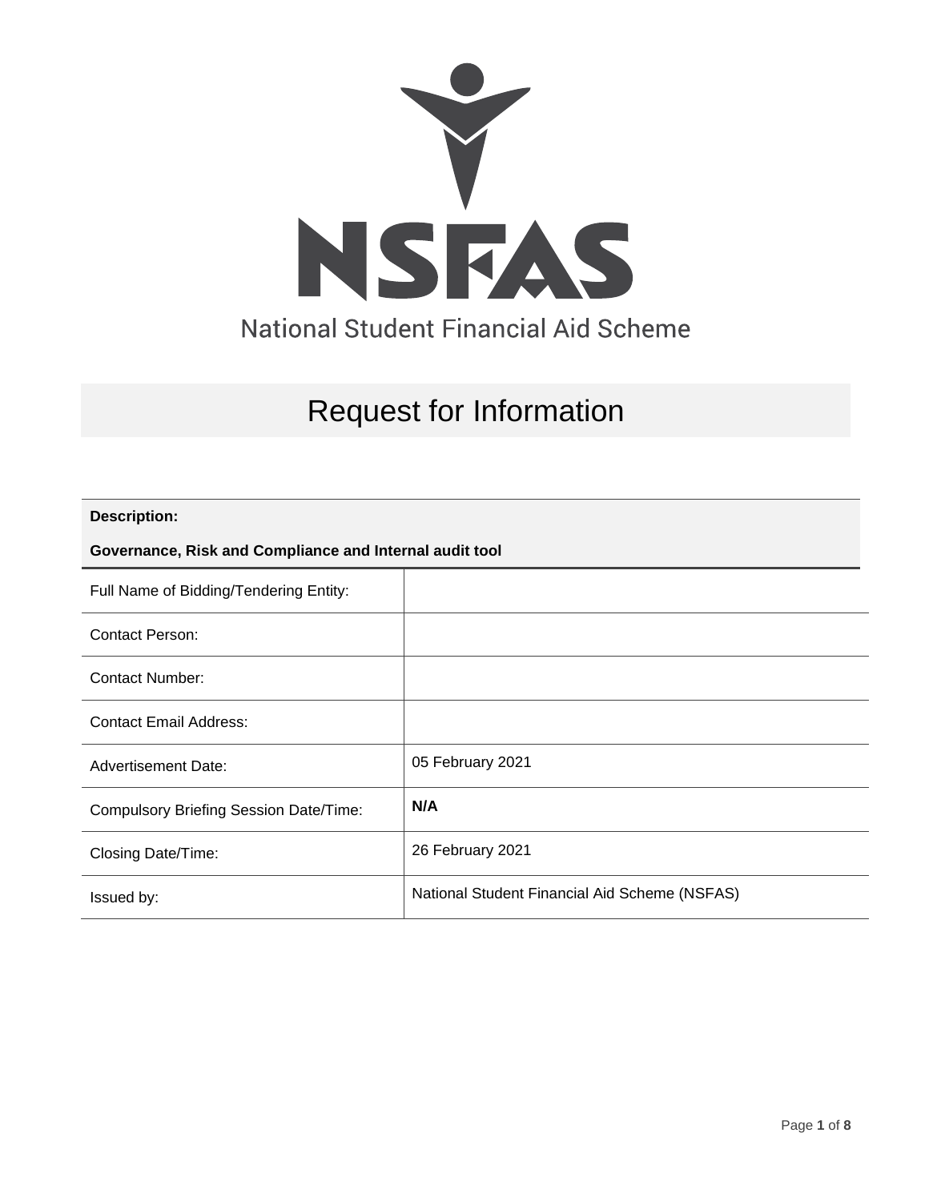NSFAS

National Student Financial Aid Scheme

# Request for Information

| **Description:**<br>**Governance, Risk and Compliance and Internal audit tool** | |
|---|---|
| Full Name of Bidding/Tendering Entity: | |
| Contact Person: | |
| Contact Number: | |
| Contact Email Address: | |
| Advertisement Date: | 05 February 2021 |
| Compulsory Briefing Session Date/Time: | **N/A** |
| Closing Date/Time: | 26 February 2021 |
| Issued by: | National Student Financial Aid Scheme (NSFAS) |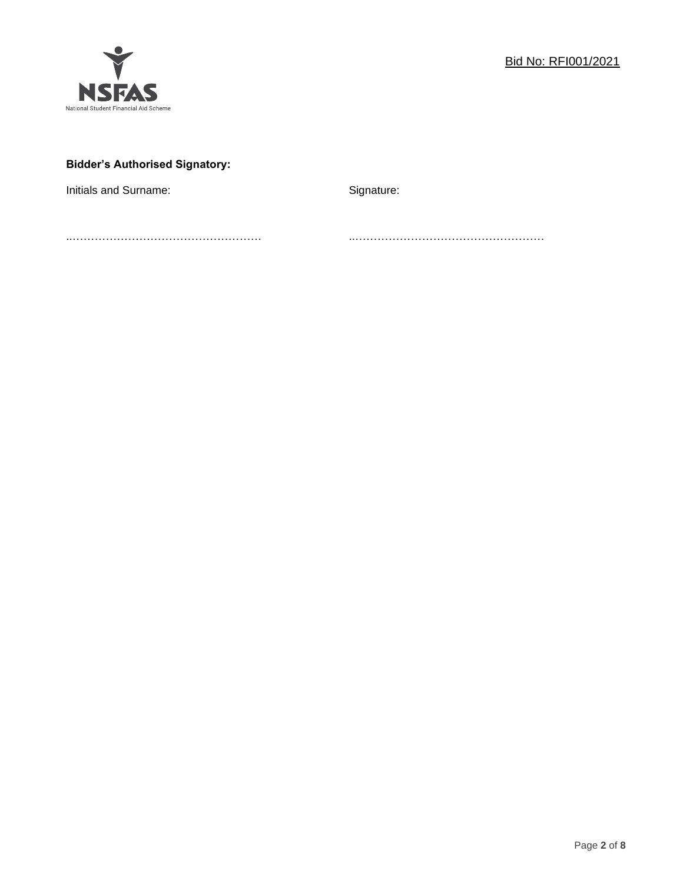**Bidder's Authorised Signatory:**

| Initials and Surname: | Signature: |
| --- | --- |
| ……………………………………………… | ……………………………………………… |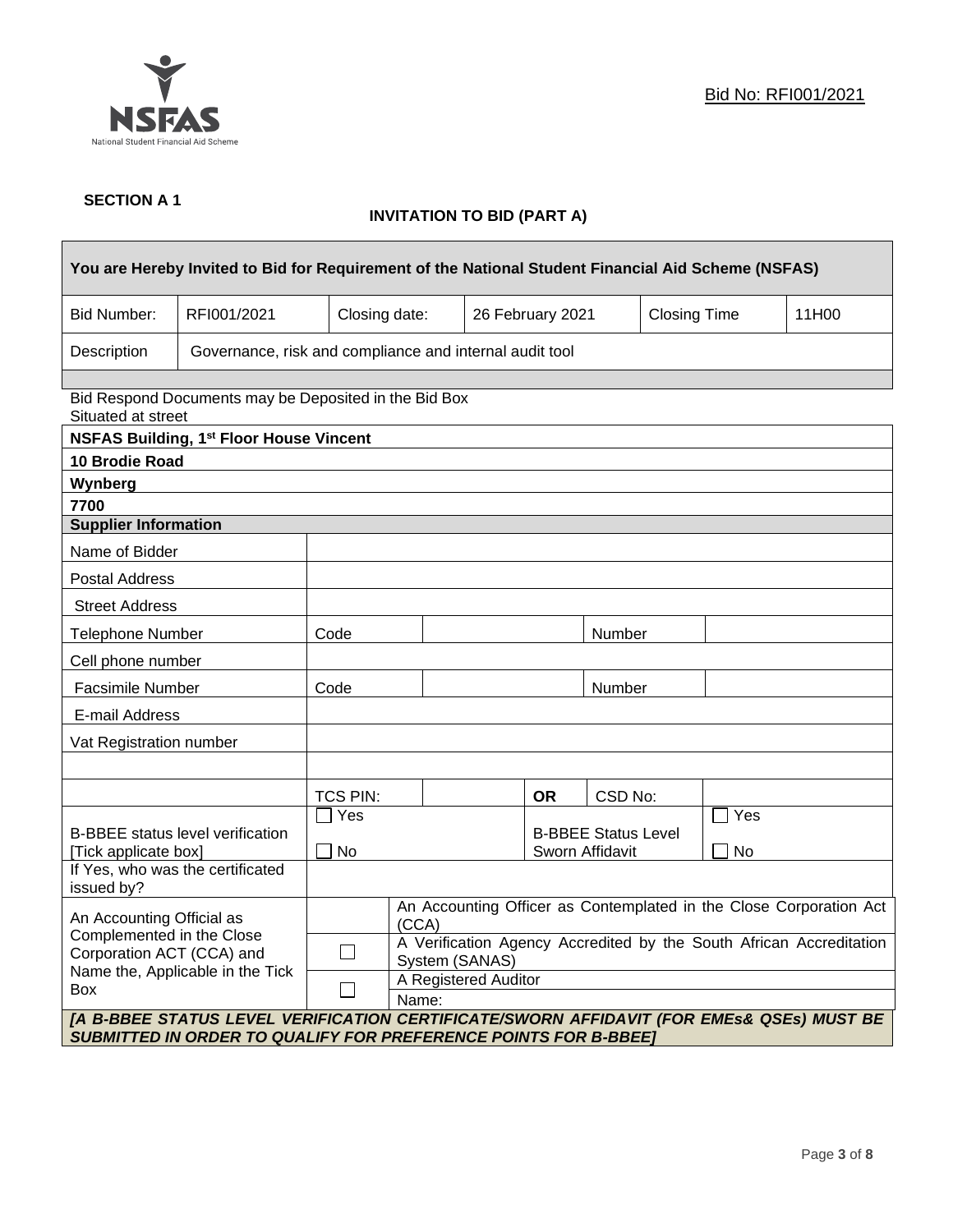Bid No: RFI001/2021

**SECTION A 1**

**INVITATION TO BID (PART A)**

| **You are Hereby Invited to Bid for Requirement of the National Student Financial Aid Scheme (NSFAS)** | | | | | |
|---|---|---|---|---|---|
| Bid Number: | RFI001/2021 | Closing date: | 26 February 2021 | Closing Time | 11H00 |
| Description | Governance, risk and compliance and internal audit tool | | | | |

Bid Respond Documents may be Deposited in the Bid Box
Situated at street

| **NSFAS Building, 1st Floor House Vincent** |
|---|
| **10 Brodie Road** |
| **Wynberg** |
| **7700** |

| **Supplier Information** | | | | | |
|---|---|---|---|---|---|
| Name of Bidder | | | | | |
| Postal Address | | | | | |
| Street Address | | | | | |
| Telephone Number | Code | | | Number | |
| Cell phone number | | | | | |
| Facsimile Number | Code | | | Number | |
| E-mail Address | | | | | |
| Vat Registration number | | | | | |
| | | | | | |
| | TCS PIN: | | **OR** | CSD No: | |
| B-BBEE status level verification [Tick applicate box] | ☐ Yes ☐ No | | B-BBEE Status Level Sworn Affidavit | | ☐ Yes ☐ No |
| If Yes, who was the certificated issued by? | | | | | |

| An Accounting Official as Complemented in the Close Corporation ACT (CCA) and Name the, Applicable in the Tick Box | | An Accounting Officer as Contemplated in the Close Corporation Act (CCA) |
|---|---|---|
| | ☐ | A Verification Agency Accredited by the South African Accreditation System (SANAS) |
| | ☐ | A Registered Auditor |
| | | Name: |

***[A B-BBEE STATUS LEVEL VERIFICATION CERTIFICATE/SWORN AFFIDAVIT (FOR EMEs& QSEs) MUST BE SUBMITTED IN ORDER TO QUALIFY FOR PREFERENCE POINTS FOR B-BBEE]***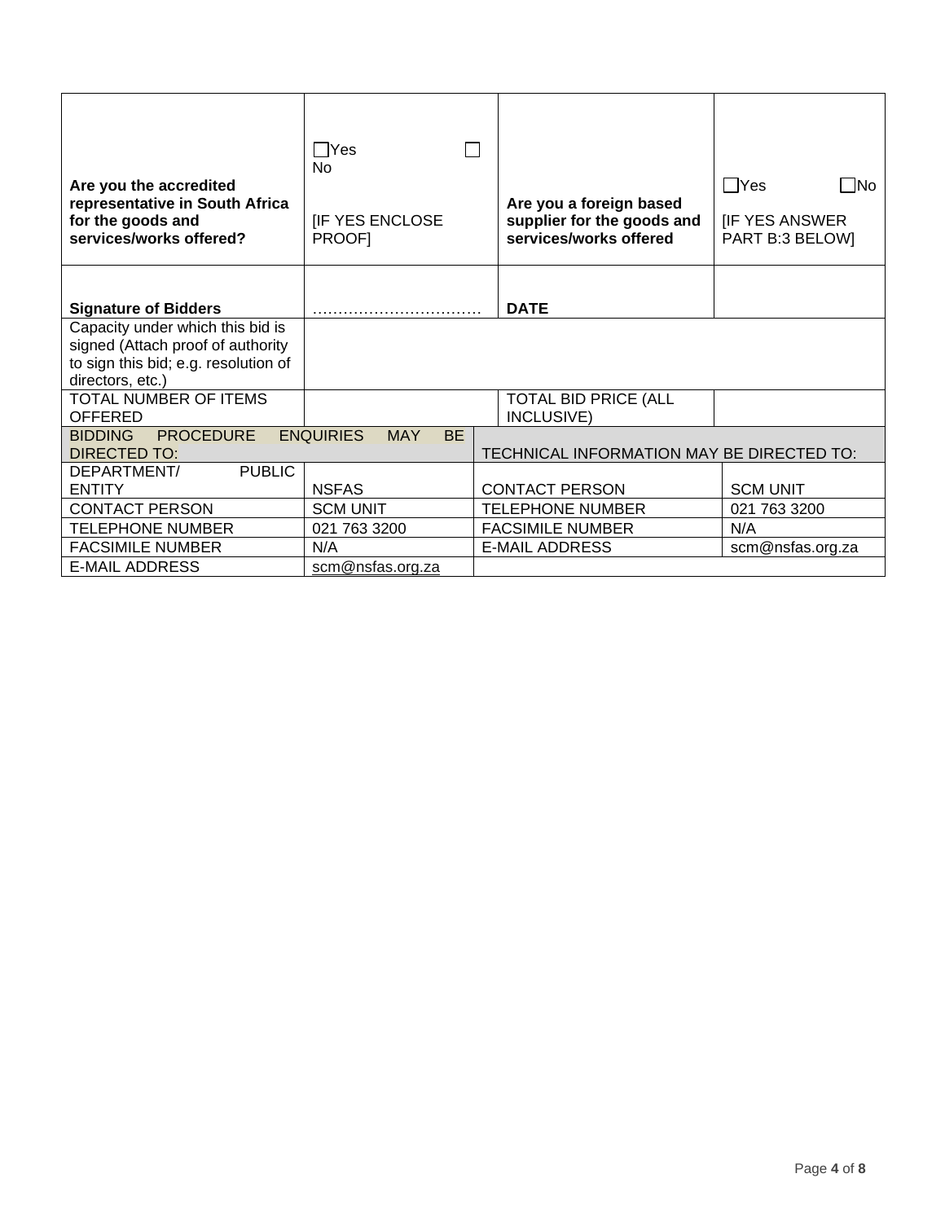| Are you the accredited representative in South Africa for the goods and services/works offered? | ☐Yes ☐No [IF YES ENCLOSE PROOF] | Are you a foreign based supplier for the goods and services/works offered | ☐Yes ☐No [IF YES ANSWER PART B:3 BELOW] |
|---|---|---|---|
| **Signature of Bidders** | …………………………… | **DATE** | |
| Capacity under which this bid is signed (Attach proof of authority to sign this bid; e.g. resolution of directors, etc.) | | | |
| TOTAL NUMBER OF ITEMS OFFERED | | TOTAL BID PRICE (ALL INCLUSIVE) | |

| BIDDING PROCEDURE ENQUIRIES MAY BE DIRECTED TO: | | TECHNICAL INFORMATION MAY BE DIRECTED TO: | |
|---|---|---|---|
| DEPARTMENT/ PUBLIC ENTITY | NSFAS | CONTACT PERSON | SCM UNIT |
| CONTACT PERSON | SCM UNIT | TELEPHONE NUMBER | 021 763 3200 |
| TELEPHONE NUMBER | 021 763 3200 | FACSIMILE NUMBER | N/A |
| FACSIMILE NUMBER | N/A | E-MAIL ADDRESS | scm@nsfas.org.za |
| E-MAIL ADDRESS | scm@nsfas.org.za | | |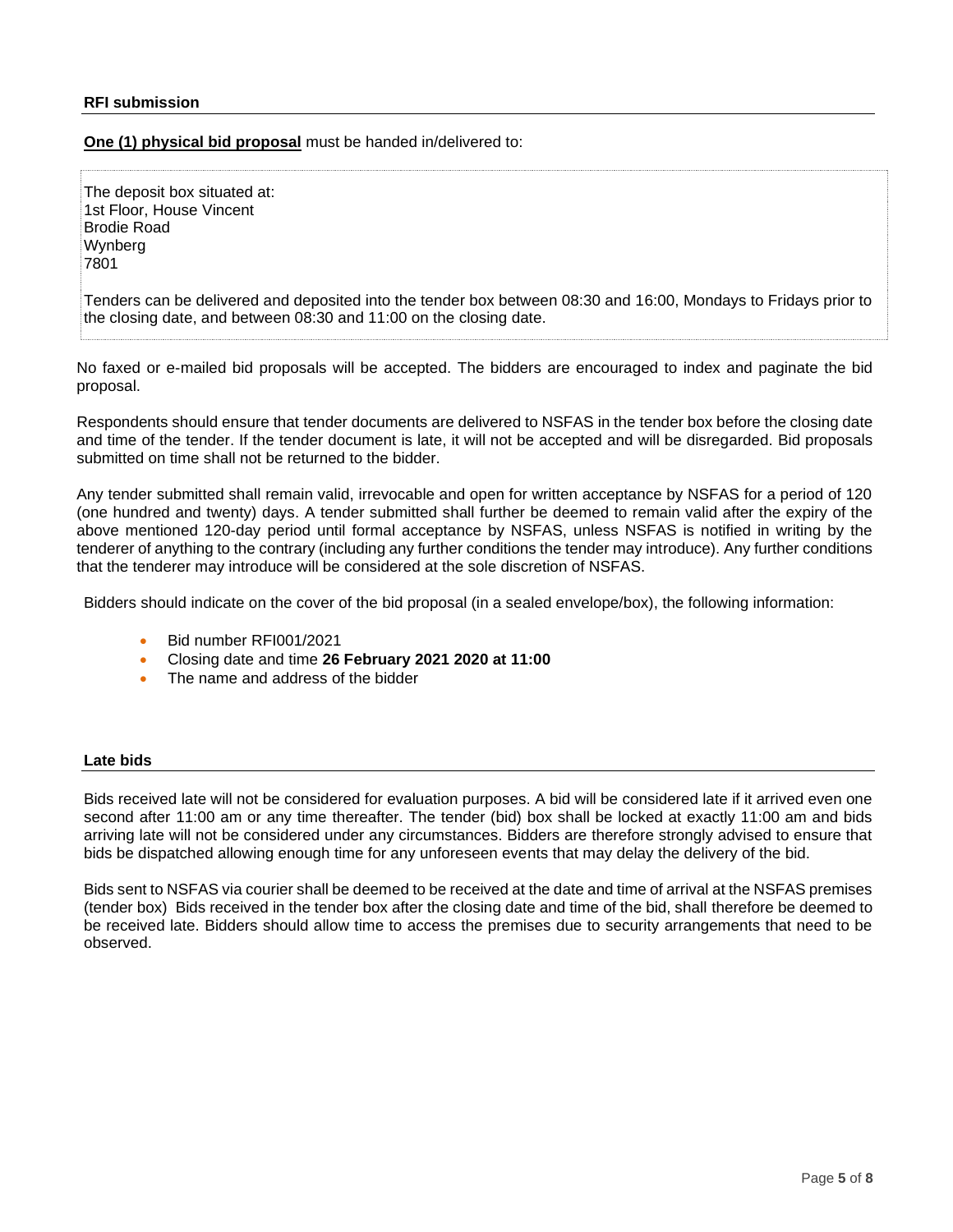### RFI submission

**One (1) physical bid proposal** must be handed in/delivered to:

The deposit box situated at:
1st Floor, House Vincent
Brodie Road
Wynberg
7801

Tenders can be delivered and deposited into the tender box between 08:30 and 16:00, Mondays to Fridays prior to the closing date, and between 08:30 and 11:00 on the closing date.

No faxed or e-mailed bid proposals will be accepted. The bidders are encouraged to index and paginate the bid proposal.

Respondents should ensure that tender documents are delivered to NSFAS in the tender box before the closing date and time of the tender. If the tender document is late, it will not be accepted and will be disregarded. Bid proposals submitted on time shall not be returned to the bidder.

Any tender submitted shall remain valid, irrevocable and open for written acceptance by NSFAS for a period of 120 (one hundred and twenty) days. A tender submitted shall further be deemed to remain valid after the expiry of the above mentioned 120-day period until formal acceptance by NSFAS, unless NSFAS is notified in writing by the tenderer of anything to the contrary (including any further conditions the tender may introduce). Any further conditions that the tenderer may introduce will be considered at the sole discretion of NSFAS.

Bidders should indicate on the cover of the bid proposal (in a sealed envelope/box), the following information:

- Bid number RFI001/2021
- Closing date and time **26 February 2021 2020 at 11:00**
- The name and address of the bidder

### Late bids

Bids received late will not be considered for evaluation purposes. A bid will be considered late if it arrived even one second after 11:00 am or any time thereafter. The tender (bid) box shall be locked at exactly 11:00 am and bids arriving late will not be considered under any circumstances. Bidders are therefore strongly advised to ensure that bids be dispatched allowing enough time for any unforeseen events that may delay the delivery of the bid.

Bids sent to NSFAS via courier shall be deemed to be received at the date and time of arrival at the NSFAS premises (tender box) Bids received in the tender box after the closing date and time of the bid, shall therefore be deemed to be received late. Bidders should allow time to access the premises due to security arrangements that need to be observed.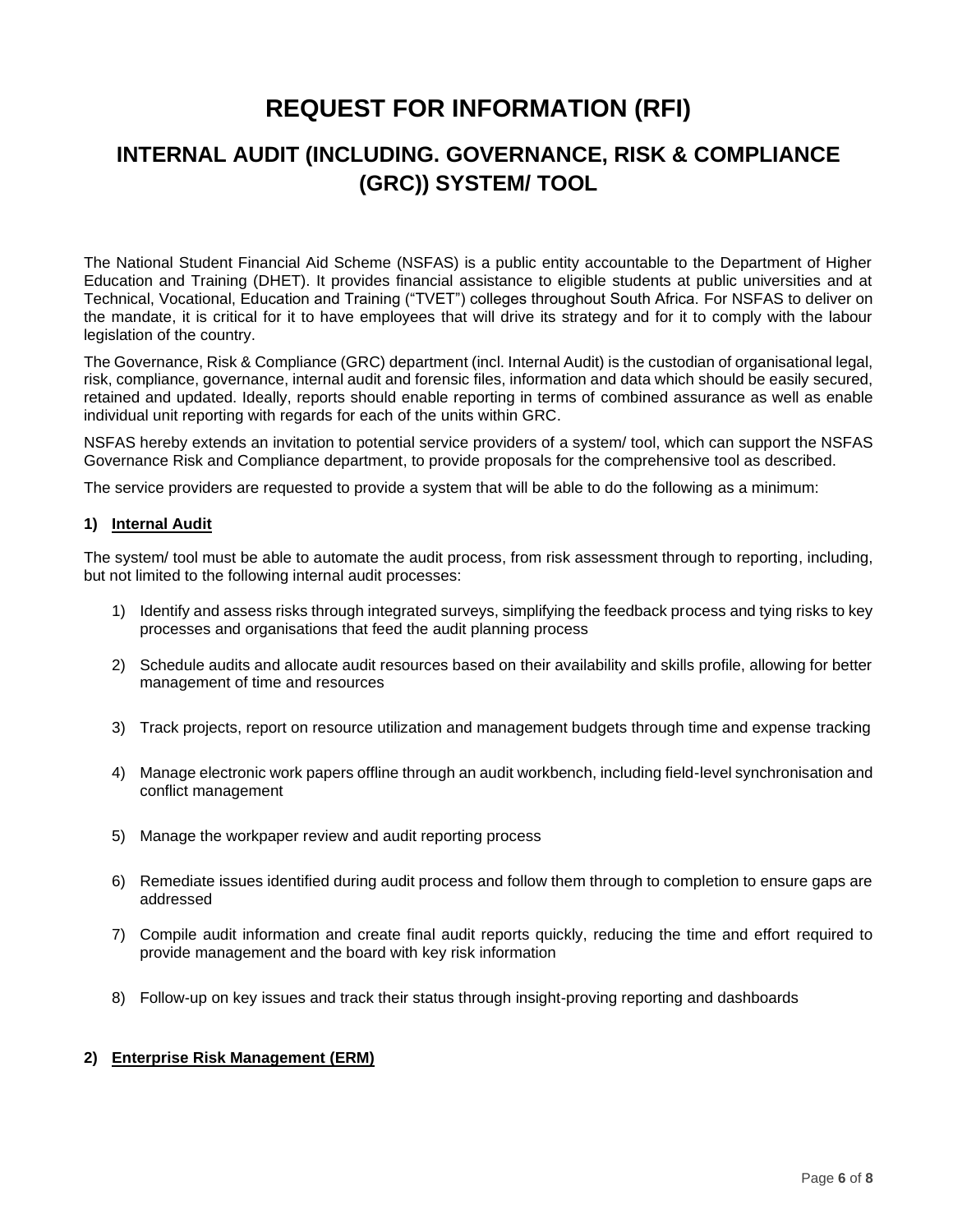# REQUEST FOR INFORMATION (RFI)

## INTERNAL AUDIT (INCLUDING. GOVERNANCE, RISK & COMPLIANCE (GRC)) SYSTEM/ TOOL

The National Student Financial Aid Scheme (NSFAS) is a public entity accountable to the Department of Higher Education and Training (DHET). It provides financial assistance to eligible students at public universities and at Technical, Vocational, Education and Training ("TVET") colleges throughout South Africa. For NSFAS to deliver on the mandate, it is critical for it to have employees that will drive its strategy and for it to comply with the labour legislation of the country.

The Governance, Risk & Compliance (GRC) department (incl. Internal Audit) is the custodian of organisational legal, risk, compliance, governance, internal audit and forensic files, information and data which should be easily secured, retained and updated. Ideally, reports should enable reporting in terms of combined assurance as well as enable individual unit reporting with regards for each of the units within GRC.

NSFAS hereby extends an invitation to potential service providers of a system/ tool, which can support the NSFAS Governance Risk and Compliance department, to provide proposals for the comprehensive tool as described.

The service providers are requested to provide a system that will be able to do the following as a minimum:

**1) <u>Internal Audit</u>**

The system/ tool must be able to automate the audit process, from risk assessment through to reporting, including, but not limited to the following internal audit processes:

1) Identify and assess risks through integrated surveys, simplifying the feedback process and tying risks to key processes and organisations that feed the audit planning process
2) Schedule audits and allocate audit resources based on their availability and skills profile, allowing for better management of time and resources
3) Track projects, report on resource utilization and management budgets through time and expense tracking
4) Manage electronic work papers offline through an audit workbench, including field-level synchronisation and conflict management
5) Manage the workpaper review and audit reporting process
6) Remediate issues identified during audit process and follow them through to completion to ensure gaps are addressed
7) Compile audit information and create final audit reports quickly, reducing the time and effort required to provide management and the board with key risk information
8) Follow-up on key issues and track their status through insight-proving reporting and dashboards

**2) <u>Enterprise Risk Management (ERM)</u>**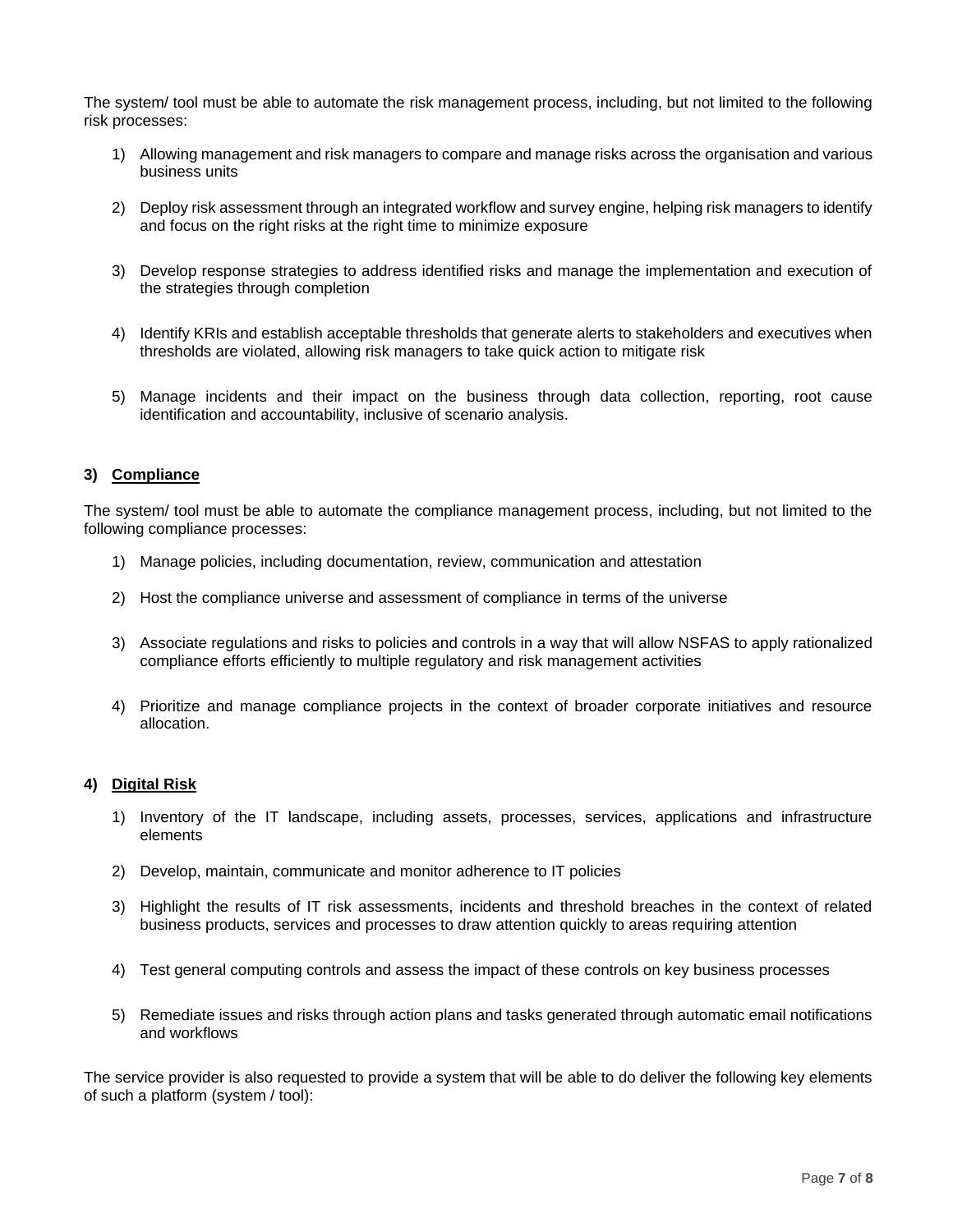The system/ tool must be able to automate the risk management process, including, but not limited to the following risk processes:

1) Allowing management and risk managers to compare and manage risks across the organisation and various business units

2) Deploy risk assessment through an integrated workflow and survey engine, helping risk managers to identify and focus on the right risks at the right time to minimize exposure

3) Develop response strategies to address identified risks and manage the implementation and execution of the strategies through completion

4) Identify KRIs and establish acceptable thresholds that generate alerts to stakeholders and executives when thresholds are violated, allowing risk managers to take quick action to mitigate risk

5) Manage incidents and their impact on the business through data collection, reporting, root cause identification and accountability, inclusive of scenario analysis.

### 3) Compliance

The system/ tool must be able to automate the compliance management process, including, but not limited to the following compliance processes:

1) Manage policies, including documentation, review, communication and attestation

2) Host the compliance universe and assessment of compliance in terms of the universe

3) Associate regulations and risks to policies and controls in a way that will allow NSFAS to apply rationalized compliance efforts efficiently to multiple regulatory and risk management activities

4) Prioritize and manage compliance projects in the context of broader corporate initiatives and resource allocation.

### 4) Digital Risk

1) Inventory of the IT landscape, including assets, processes, services, applications and infrastructure elements

2) Develop, maintain, communicate and monitor adherence to IT policies

3) Highlight the results of IT risk assessments, incidents and threshold breaches in the context of related business products, services and processes to draw attention quickly to areas requiring attention

4) Test general computing controls and assess the impact of these controls on key business processes

5) Remediate issues and risks through action plans and tasks generated through automatic email notifications and workflows

The service provider is also requested to provide a system that will be able to do deliver the following key elements of such a platform (system / tool):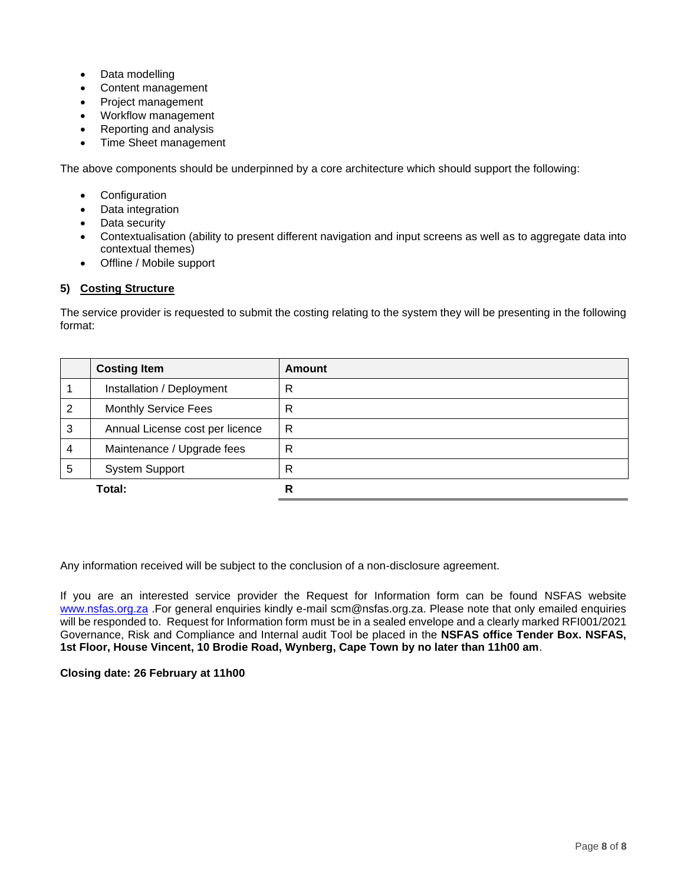- Data modelling
- Content management
- Project management
- Workflow management
- Reporting and analysis
- Time Sheet management

The above components should be underpinned by a core architecture which should support the following:

- Configuration
- Data integration
- Data security
- Contextualisation (ability to present different navigation and input screens as well as to aggregate data into contextual themes)
- Offline / Mobile support

### 5) Costing Structure

The service provider is requested to submit the costing relating to the system they will be presenting in the following format:

| | Costing Item | Amount |
|---|---|---|
| 1 | Installation / Deployment | R |
| 2 | Monthly Service Fees | R |
| 3 | Annual License cost per licence | R |
| 4 | Maintenance / Upgrade fees | R |
| 5 | System Support | R |
| | **Total:** | **R** |

Any information received will be subject to the conclusion of a non-disclosure agreement.

If you are an interested service provider the Request for Information form can be found NSFAS website www.nsfas.org.za .For general enquiries kindly e-mail scm@nsfas.org.za. Please note that only emailed enquiries will be responded to. Request for Information form must be in a sealed envelope and a clearly marked RFI001/2021 Governance, Risk and Compliance and Internal audit Tool be placed in the **NSFAS office Tender Box. NSFAS, 1st Floor, House Vincent, 10 Brodie Road, Wynberg, Cape Town by no later than 11h00 am**.

**Closing date: 26 February at 11h00**